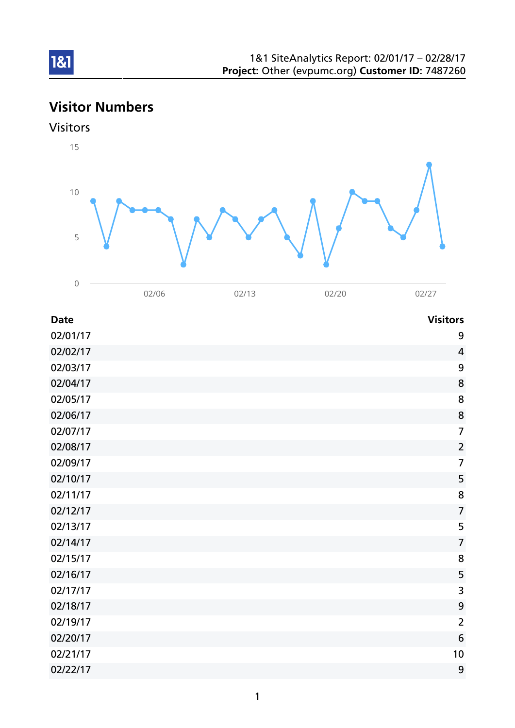1&1 SiteAnalytics Report: 02/01/17 – 02/28/17
**Project:** Other (evpumc.org) **Customer ID:** 7487260

# Visitor Numbers

## Visitors

| Date | Visitors |
|---|---|
| 02/01/17 | 9 |
| 02/02/17 | 4 |
| 02/03/17 | 9 |
| 02/04/17 | 8 |
| 02/05/17 | 8 |
| 02/06/17 | 8 |
| 02/07/17 | 7 |
| 02/08/17 | 2 |
| 02/09/17 | 7 |
| 02/10/17 | 5 |
| 02/11/17 | 8 |
| 02/12/17 | 7 |
| 02/13/17 | 5 |
| 02/14/17 | 7 |
| 02/15/17 | 8 |
| 02/16/17 | 5 |
| 02/17/17 | 3 |
| 02/18/17 | 9 |
| 02/19/17 | 2 |
| 02/20/17 | 6 |
| 02/21/17 | 10 |
| 02/22/17 | 9 |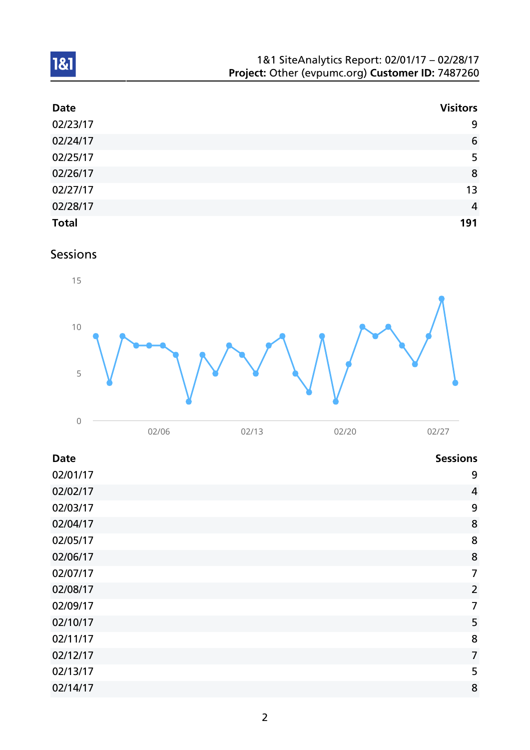| Date | Visitors |
|---|---|
| 02/23/17 | 9 |
| 02/24/17 | 6 |
| 02/25/17 | 5 |
| 02/26/17 | 8 |
| 02/27/17 | 13 |
| 02/28/17 | 4 |
| **Total** | **191** |

## Sessions

| Date | Sessions |
|---|---|
| 02/01/17 | 9 |
| 02/02/17 | 4 |
| 02/03/17 | 9 |
| 02/04/17 | 8 |
| 02/05/17 | 8 |
| 02/06/17 | 8 |
| 02/07/17 | 7 |
| 02/08/17 | 2 |
| 02/09/17 | 7 |
| 02/10/17 | 5 |
| 02/11/17 | 8 |
| 02/12/17 | 7 |
| 02/13/17 | 5 |
| 02/14/17 | 8 |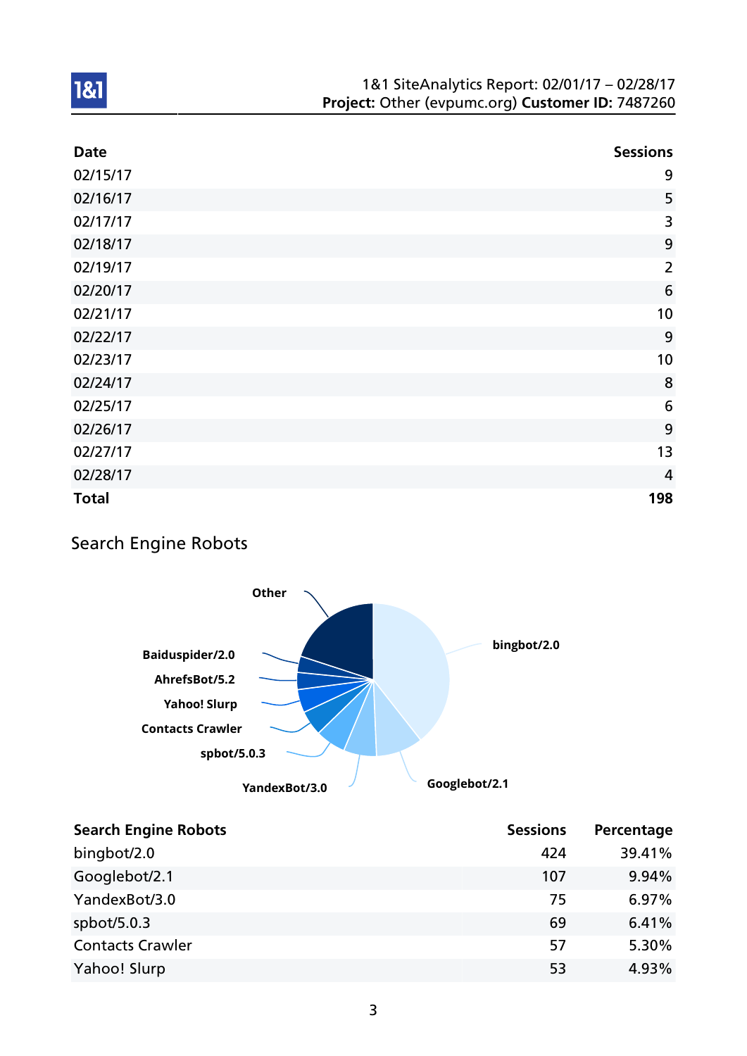| Date | Sessions |
|---|---:|
| 02/15/17 | 9 |
| 02/16/17 | 5 |
| 02/17/17 | 3 |
| 02/18/17 | 9 |
| 02/19/17 | 2 |
| 02/20/17 | 6 |
| 02/21/17 | 10 |
| 02/22/17 | 9 |
| 02/23/17 | 10 |
| 02/24/17 | 8 |
| 02/25/17 | 6 |
| 02/26/17 | 9 |
| 02/27/17 | 13 |
| 02/28/17 | 4 |
| **Total** | **198** |

## Search Engine Robots

| Search Engine Robots | Sessions | Percentage |
|---|---:|---:|
| bingbot/2.0 | 424 | 39.41% |
| Googlebot/2.1 | 107 | 9.94% |
| YandexBot/3.0 | 75 | 6.97% |
| spbot/5.0.3 | 69 | 6.41% |
| Contacts Crawler | 57 | 5.30% |
| Yahoo! Slurp | 53 | 4.93% |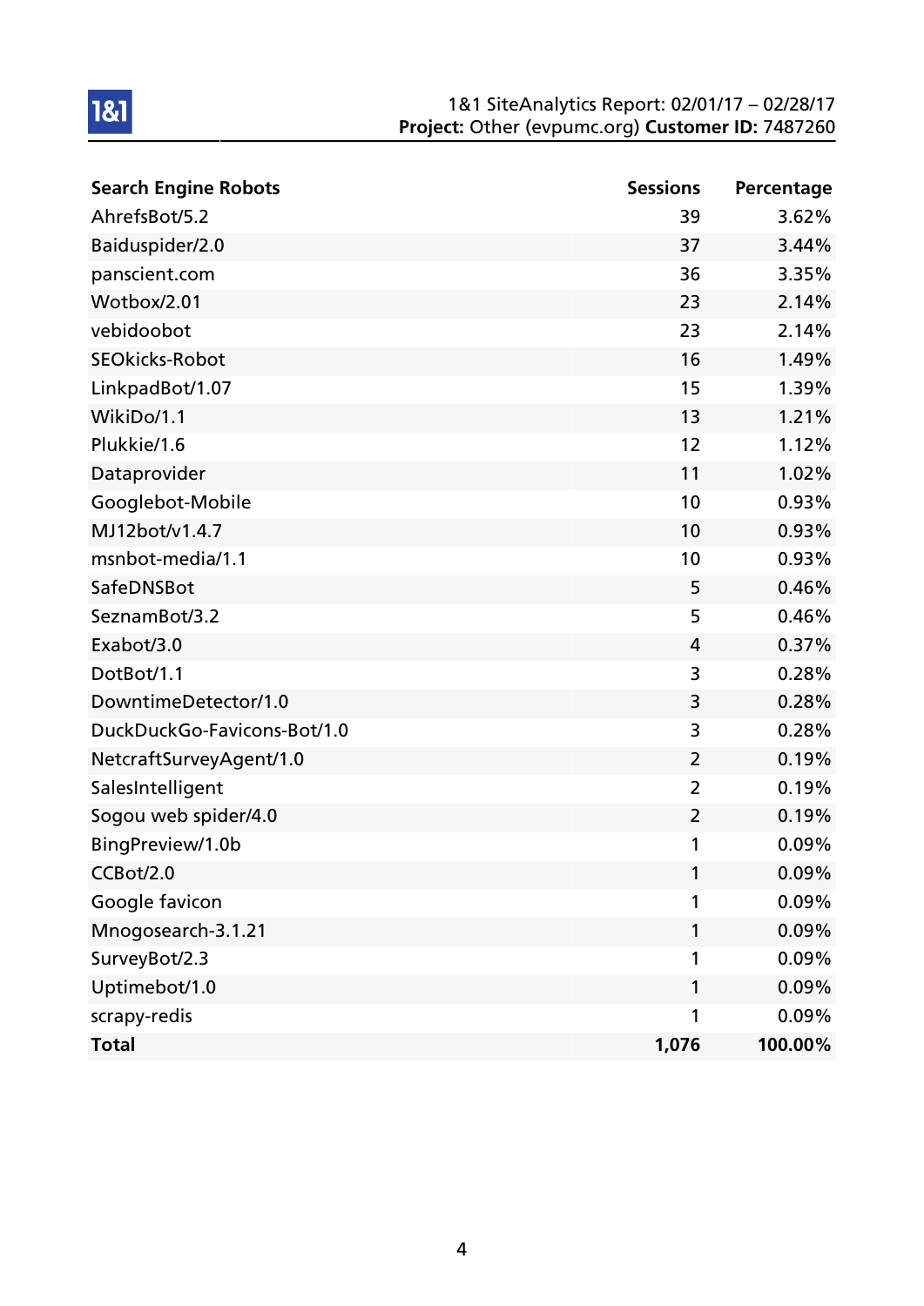| Search Engine Robots | Sessions | Percentage |
|---|---|---|
| AhrefsBot/5.2 | 39 | 3.62% |
| Baiduspider/2.0 | 37 | 3.44% |
| panscient.com | 36 | 3.35% |
| Wotbox/2.01 | 23 | 2.14% |
| vebidoobot | 23 | 2.14% |
| SEOkicks-Robot | 16 | 1.49% |
| LinkpadBot/1.07 | 15 | 1.39% |
| WikiDo/1.1 | 13 | 1.21% |
| Plukkie/1.6 | 12 | 1.12% |
| Dataprovider | 11 | 1.02% |
| Googlebot-Mobile | 10 | 0.93% |
| MJ12bot/v1.4.7 | 10 | 0.93% |
| msnbot-media/1.1 | 10 | 0.93% |
| SafeDNSBot | 5 | 0.46% |
| SeznamBot/3.2 | 5 | 0.46% |
| Exabot/3.0 | 4 | 0.37% |
| DotBot/1.1 | 3 | 0.28% |
| DowntimeDetector/1.0 | 3 | 0.28% |
| DuckDuckGo-Favicons-Bot/1.0 | 3 | 0.28% |
| NetcraftSurveyAgent/1.0 | 2 | 0.19% |
| SalesIntelligent | 2 | 0.19% |
| Sogou web spider/4.0 | 2 | 0.19% |
| BingPreview/1.0b | 1 | 0.09% |
| CCBot/2.0 | 1 | 0.09% |
| Google favicon | 1 | 0.09% |
| Mnogosearch-3.1.21 | 1 | 0.09% |
| SurveyBot/2.3 | 1 | 0.09% |
| Uptimebot/1.0 | 1 | 0.09% |
| scrapy-redis | 1 | 0.09% |
| **Total** | **1,076** | **100.00%** |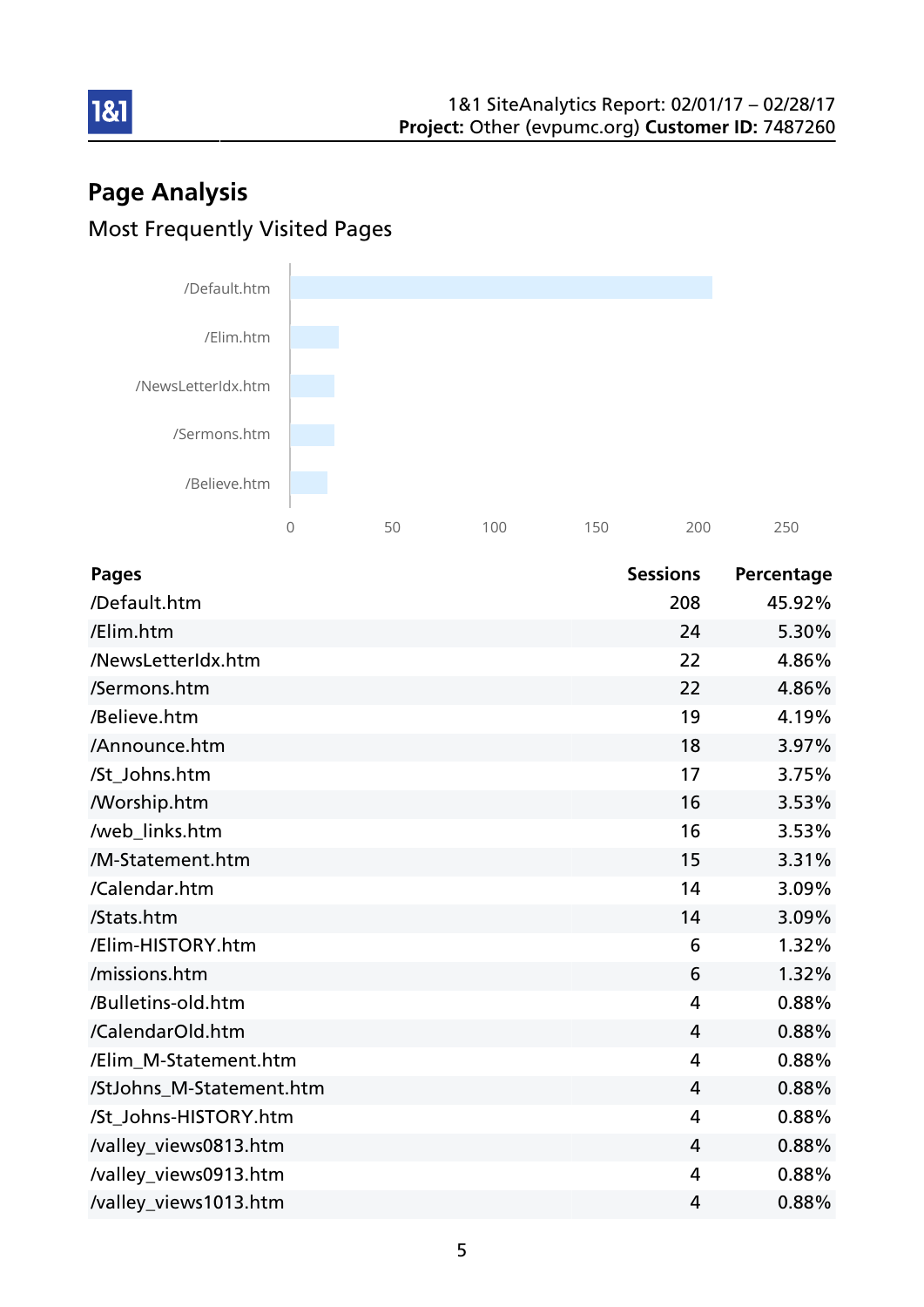## Page Analysis

### Most Frequently Visited Pages

| Pages | Sessions | Percentage |
| --- | --- | --- |
| /Default.htm | 208 | 45.92% |
| /Elim.htm | 24 | 5.30% |
| /NewsLetterIdx.htm | 22 | 4.86% |
| /Sermons.htm | 22 | 4.86% |
| /Believe.htm | 19 | 4.19% |
| /Announce.htm | 18 | 3.97% |
| /St_Johns.htm | 17 | 3.75% |
| /Worship.htm | 16 | 3.53% |
| /web_links.htm | 16 | 3.53% |
| /M-Statement.htm | 15 | 3.31% |
| /Calendar.htm | 14 | 3.09% |
| /Stats.htm | 14 | 3.09% |
| /Elim-HISTORY.htm | 6 | 1.32% |
| /missions.htm | 6 | 1.32% |
| /Bulletins-old.htm | 4 | 0.88% |
| /CalendarOld.htm | 4 | 0.88% |
| /Elim_M-Statement.htm | 4 | 0.88% |
| /StJohns_M-Statement.htm | 4 | 0.88% |
| /St_Johns-HISTORY.htm | 4 | 0.88% |
| /valley_views0813.htm | 4 | 0.88% |
| /valley_views0913.htm | 4 | 0.88% |
| /valley_views1013.htm | 4 | 0.88% |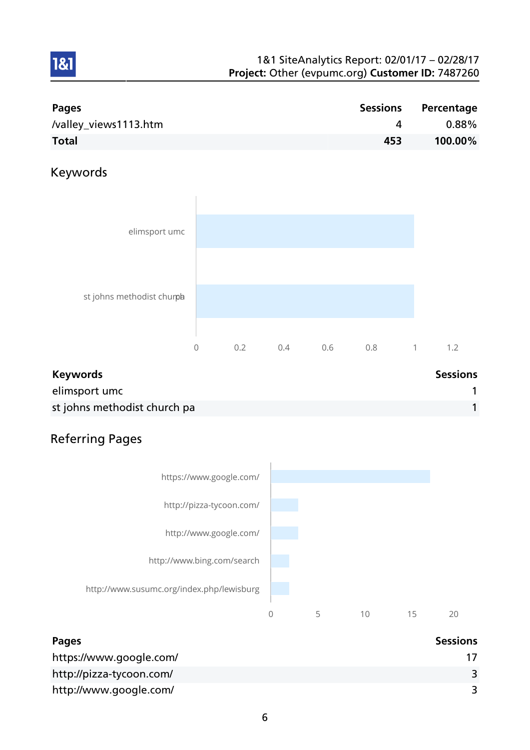| Pages | Sessions | Percentage |
|---|---|---|
| /valley_views1113.htm | 4 | 0.88% |
| **Total** | **453** | **100.00%** |

## Keywords

| Keywords | Sessions |
|---|---|
| elimsport umc | 1 |
| st johns methodist church pa | 1 |

## Referring Pages

| Pages | Sessions |
|---|---|
| https://www.google.com/ | 17 |
| http://pizza-tycoon.com/ | 3 |
| http://www.google.com/ | 3 |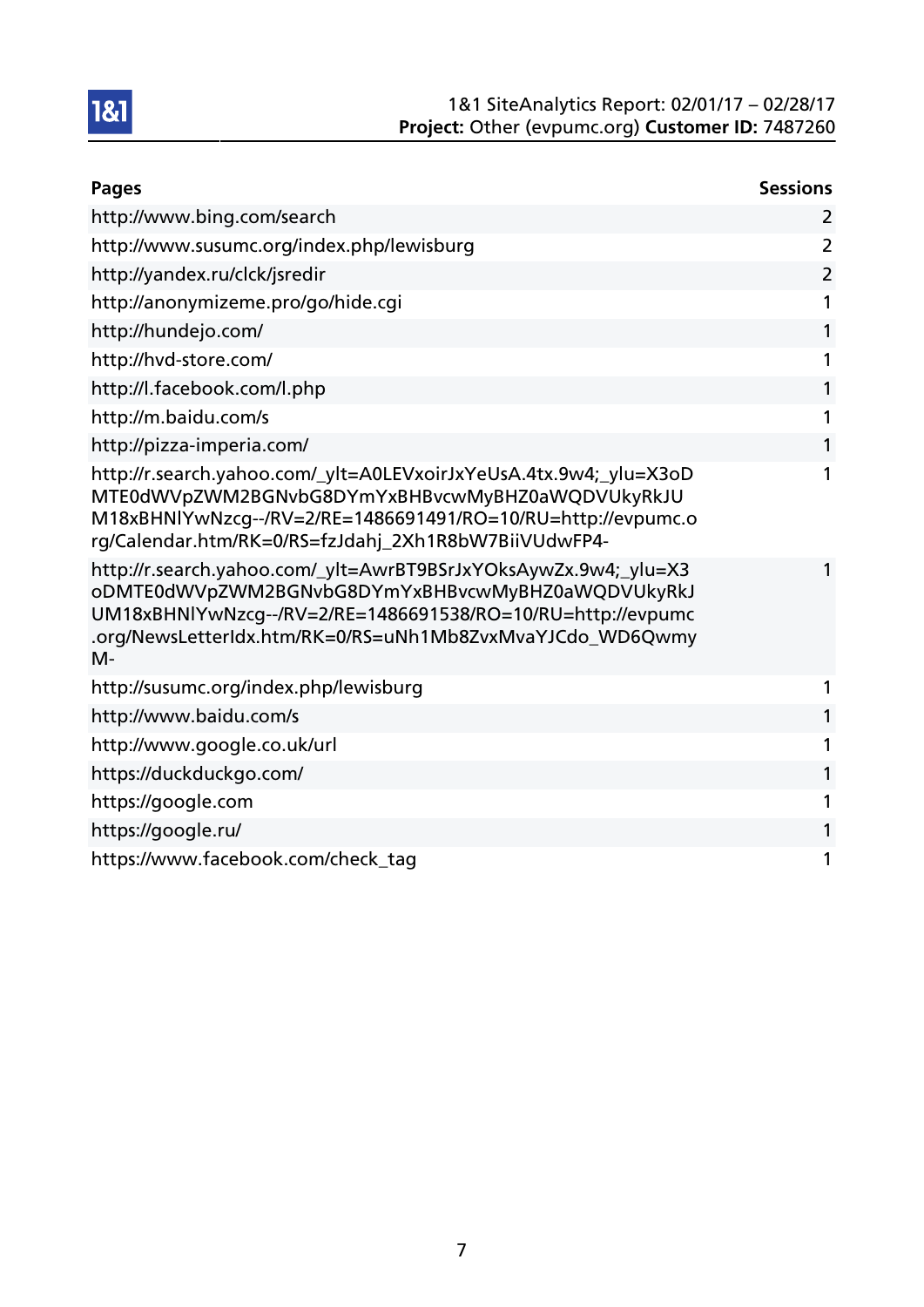| Pages | Sessions |
|---|---|
| http://www.bing.com/search | 2 |
| http://www.susumc.org/index.php/lewisburg | 2 |
| http://yandex.ru/clck/jsredir | 2 |
| http://anonymizeme.pro/go/hide.cgi | 1 |
| http://hundejo.com/ | 1 |
| http://hvd-store.com/ | 1 |
| http://l.facebook.com/l.php | 1 |
| http://m.baidu.com/s | 1 |
| http://pizza-imperia.com/ | 1 |
| http://r.search.yahoo.com/_ylt=A0LEVxoirJxYeUsA.4tx.9w4;_ylu=X3oDMTE0dWVpZWM2BGNvbG8DYmYxBHBvcwMyBHZ0aWQDVUkyRkJUM18xBHNlYwNzcg--/RV=2/RE=1486691491/RO=10/RU=http://evpumc.org/Calendar.htm/RK=0/RS=fzJdahj_2Xh1R8bW7BiiVUdwFP4- | 1 |
| http://r.search.yahoo.com/_ylt=AwrBT9BSrJxYOksAywZx.9w4;_ylu=X3oDMTE0dWVpZWM2BGNvbG8DYmYxBHBvcwMyBHZ0aWQDVUkyRkJUM18xBHNlYwNzcg--/RV=2/RE=1486691538/RO=10/RU=http://evpumc.org/NewsLetterIdx.htm/RK=0/RS=uNh1Mb8ZvxMvaYJCdo_WD6QwmyM- | 1 |
| http://susumc.org/index.php/lewisburg | 1 |
| http://www.baidu.com/s | 1 |
| http://www.google.co.uk/url | 1 |
| https://duckduckgo.com/ | 1 |
| https://google.com | 1 |
| https://google.ru/ | 1 |
| https://www.facebook.com/check_tag | 1 |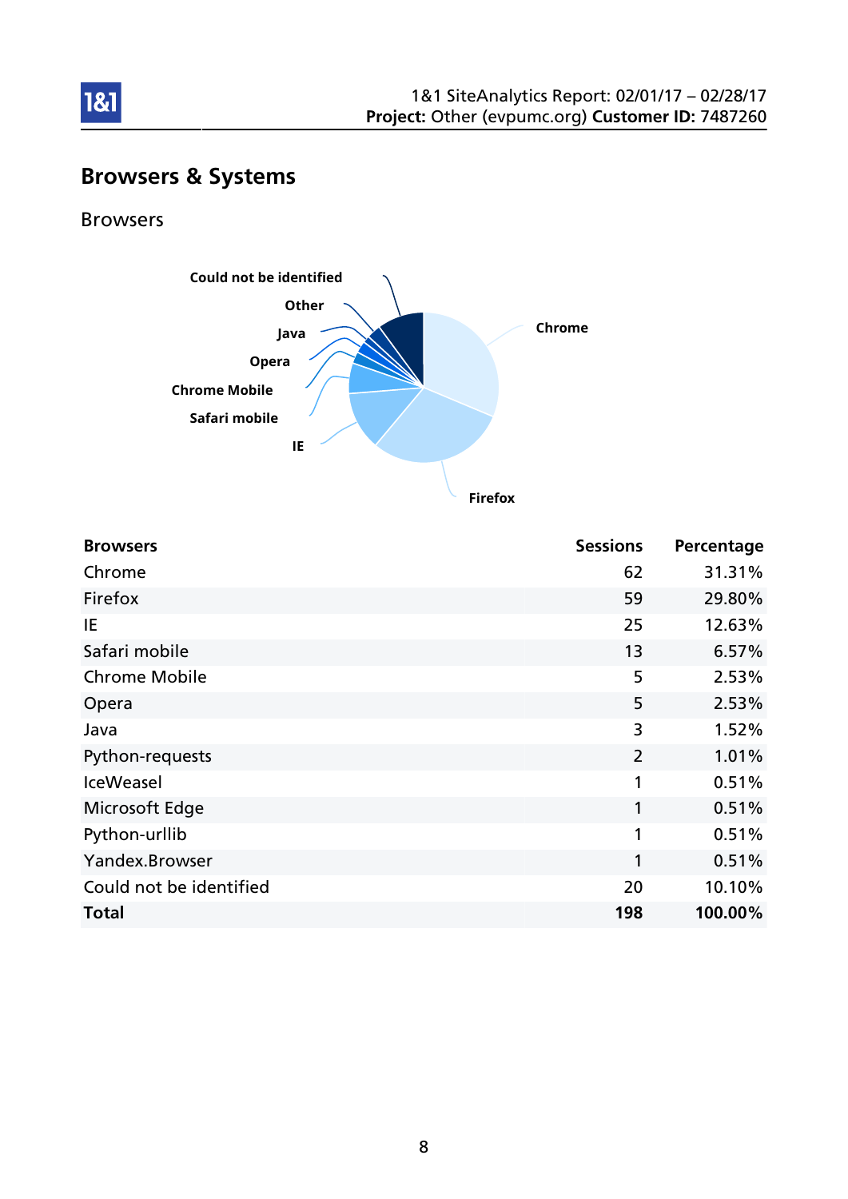## Browsers & Systems

### Browsers

| Browsers | Sessions | Percentage |
|---|---|---|
| Chrome | 62 | 31.31% |
| Firefox | 59 | 29.80% |
| IE | 25 | 12.63% |
| Safari mobile | 13 | 6.57% |
| Chrome Mobile | 5 | 2.53% |
| Opera | 5 | 2.53% |
| Java | 3 | 1.52% |
| Python-requests | 2 | 1.01% |
| IceWeasel | 1 | 0.51% |
| Microsoft Edge | 1 | 0.51% |
| Python-urllib | 1 | 0.51% |
| Yandex.Browser | 1 | 0.51% |
| Could not be identified | 20 | 10.10% |
| **Total** | **198** | **100.00%** |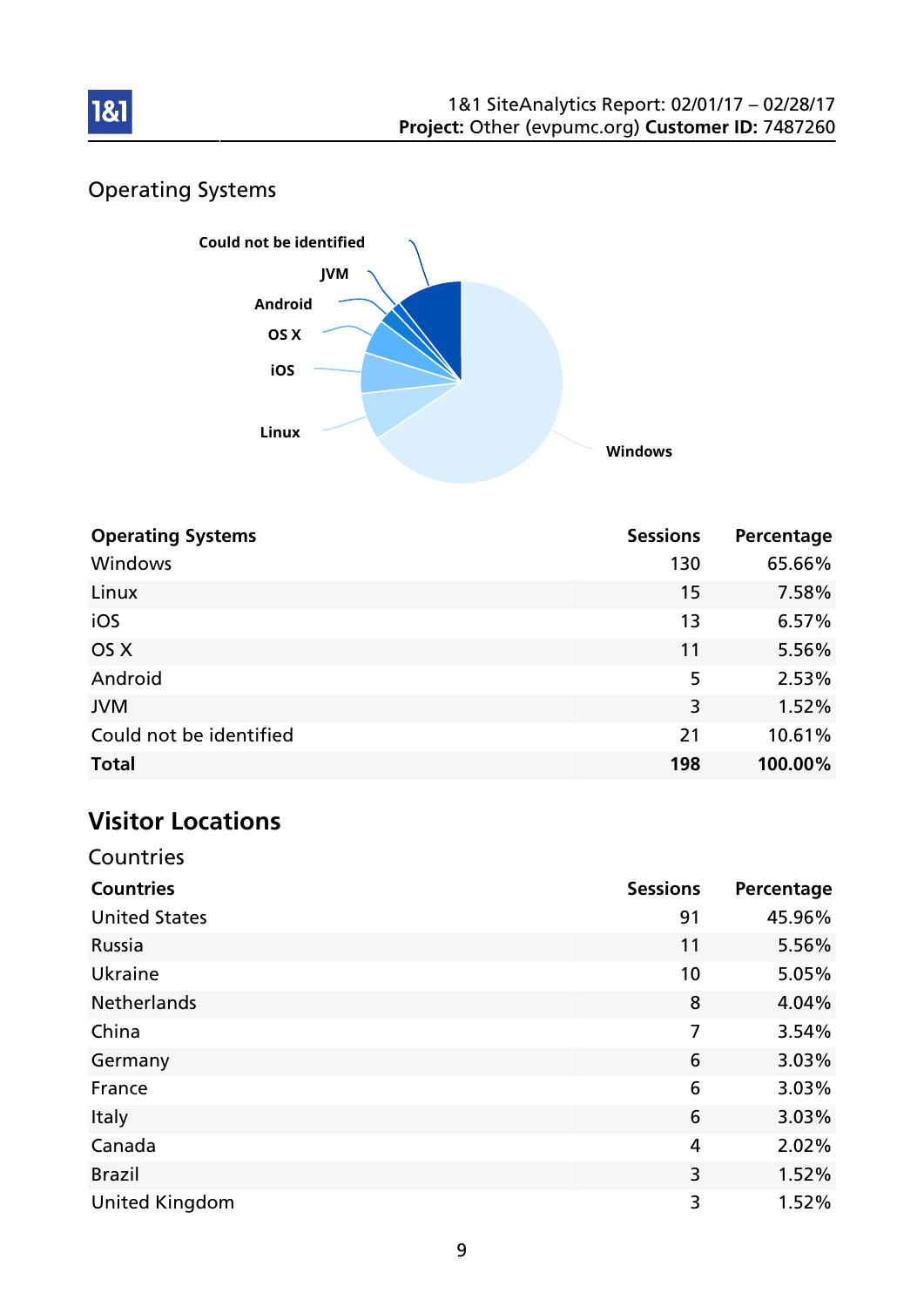## Operating Systems

| Operating Systems | Sessions | Percentage |
|---|---|---|
| Windows | 130 | 65.66% |
| Linux | 15 | 7.58% |
| iOS | 13 | 6.57% |
| OS X | 11 | 5.56% |
| Android | 5 | 2.53% |
| JVM | 3 | 1.52% |
| Could not be identified | 21 | 10.61% |
| **Total** | **198** | **100.00%** |

# Visitor Locations

## Countries

| Countries | Sessions | Percentage |
|---|---|---|
| United States | 91 | 45.96% |
| Russia | 11 | 5.56% |
| Ukraine | 10 | 5.05% |
| Netherlands | 8 | 4.04% |
| China | 7 | 3.54% |
| Germany | 6 | 3.03% |
| France | 6 | 3.03% |
| Italy | 6 | 3.03% |
| Canada | 4 | 2.02% |
| Brazil | 3 | 1.52% |
| United Kingdom | 3 | 1.52% |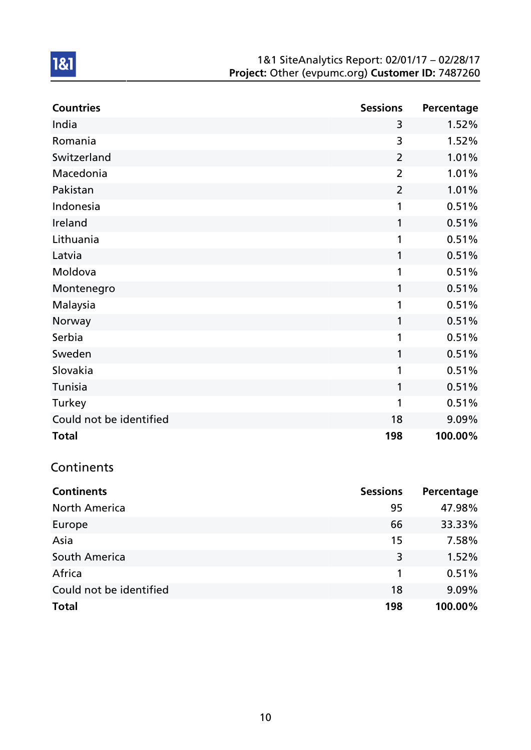| Countries | Sessions | Percentage |
|---|---|---|
| India | 3 | 1.52% |
| Romania | 3 | 1.52% |
| Switzerland | 2 | 1.01% |
| Macedonia | 2 | 1.01% |
| Pakistan | 2 | 1.01% |
| Indonesia | 1 | 0.51% |
| Ireland | 1 | 0.51% |
| Lithuania | 1 | 0.51% |
| Latvia | 1 | 0.51% |
| Moldova | 1 | 0.51% |
| Montenegro | 1 | 0.51% |
| Malaysia | 1 | 0.51% |
| Norway | 1 | 0.51% |
| Serbia | 1 | 0.51% |
| Sweden | 1 | 0.51% |
| Slovakia | 1 | 0.51% |
| Tunisia | 1 | 0.51% |
| Turkey | 1 | 0.51% |
| Could not be identified | 18 | 9.09% |
| **Total** | **198** | **100.00%** |

## Continents

| Continents | Sessions | Percentage |
|---|---|---|
| North America | 95 | 47.98% |
| Europe | 66 | 33.33% |
| Asia | 15 | 7.58% |
| South America | 3 | 1.52% |
| Africa | 1 | 0.51% |
| Could not be identified | 18 | 9.09% |
| **Total** | **198** | **100.00%** |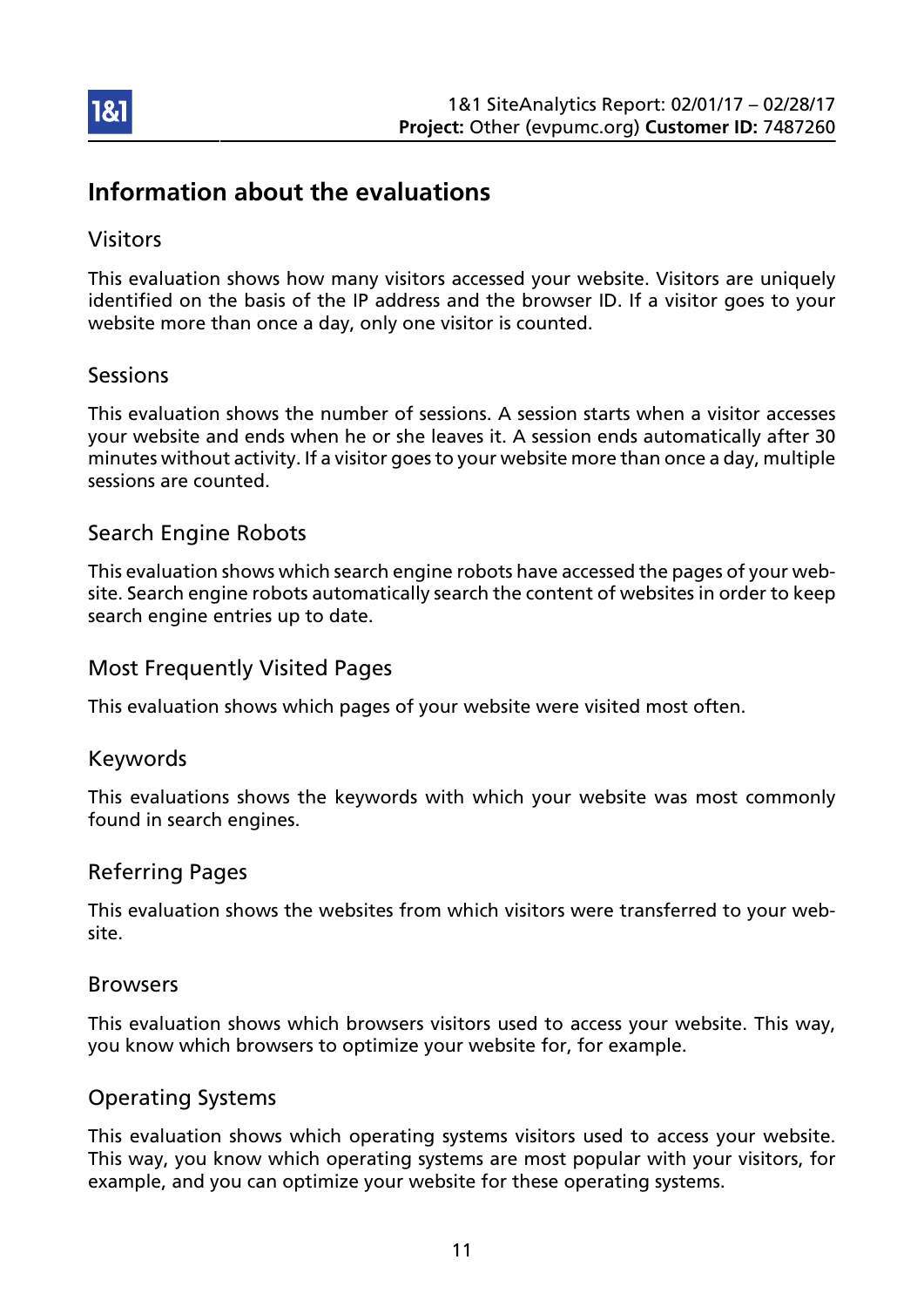# Information about the evaluations

## Visitors

This evaluation shows how many visitors accessed your website. Visitors are uniquely identified on the basis of the IP address and the browser ID. If a visitor goes to your website more than once a day, only one visitor is counted.

## Sessions

This evaluation shows the number of sessions. A session starts when a visitor accesses your website and ends when he or she leaves it. A session ends automatically after 30 minutes without activity. If a visitor goes to your website more than once a day, multiple sessions are counted.

## Search Engine Robots

This evaluation shows which search engine robots have accessed the pages of your website. Search engine robots automatically search the content of websites in order to keep search engine entries up to date.

## Most Frequently Visited Pages

This evaluation shows which pages of your website were visited most often.

## Keywords

This evaluations shows the keywords with which your website was most commonly found in search engines.

## Referring Pages

This evaluation shows the websites from which visitors were transferred to your website.

## Browsers

This evaluation shows which browsers visitors used to access your website. This way, you know which browsers to optimize your website for, for example.

## Operating Systems

This evaluation shows which operating systems visitors used to access your website. This way, you know which operating systems are most popular with your visitors, for example, and you can optimize your website for these operating systems.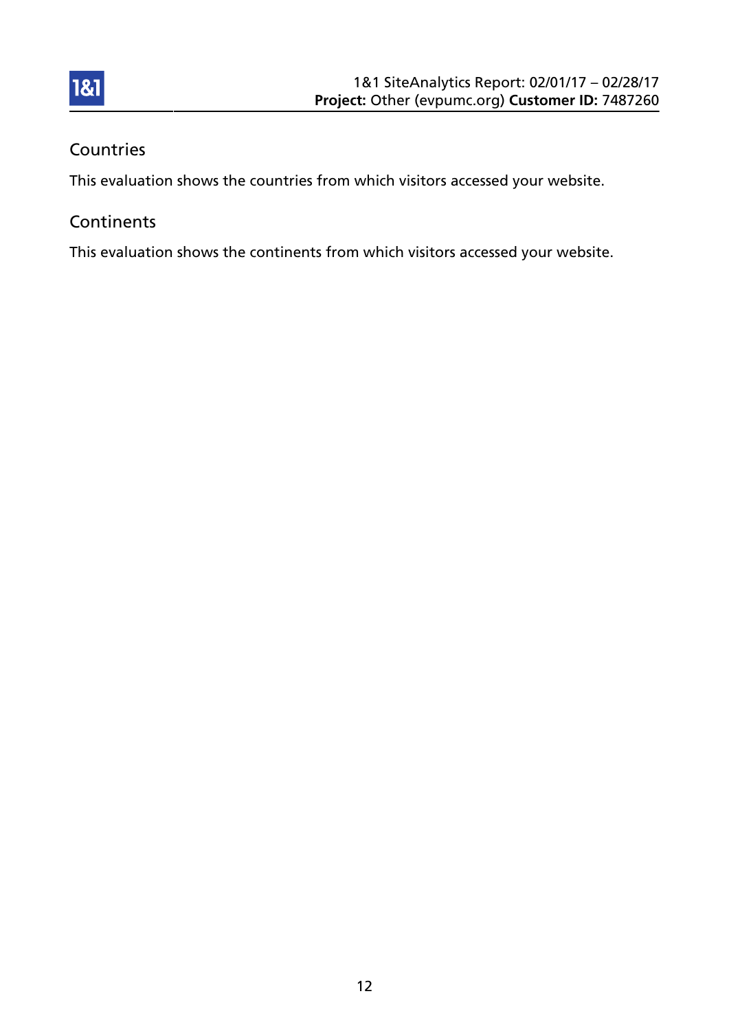## Countries

This evaluation shows the countries from which visitors accessed your website.

## Continents

This evaluation shows the continents from which visitors accessed your website.